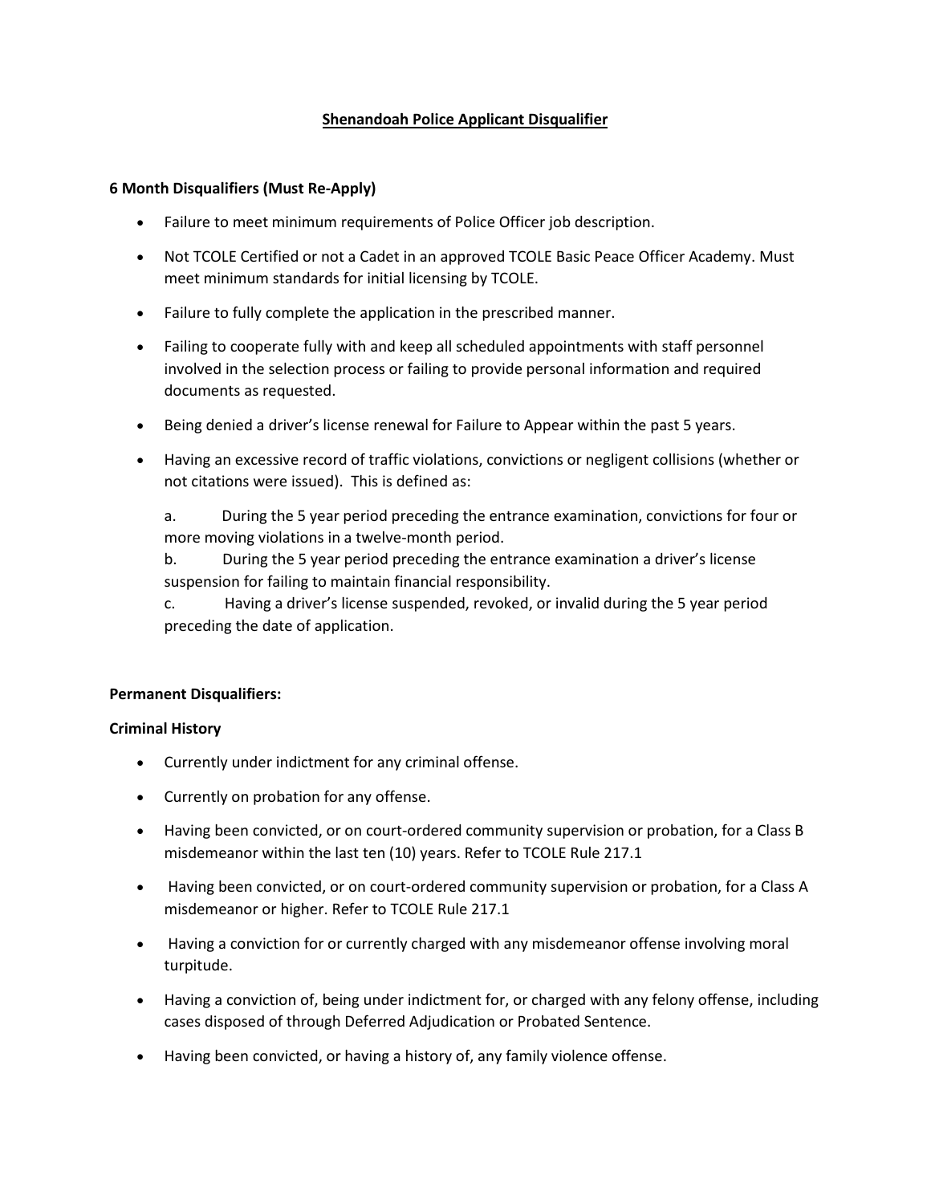# Shenandoah Police Applicant Disqualifier

**6 Month Disqualifiers (Must Re-Apply)**

- Failure to meet minimum requirements of Police Officer job description.
- Not TCOLE Certified or not a Cadet in an approved TCOLE Basic Peace Officer Academy. Must meet minimum standards for initial licensing by TCOLE.
- Failure to fully complete the application in the prescribed manner.
- Failing to cooperate fully with and keep all scheduled appointments with staff personnel involved in the selection process or failing to provide personal information and required documents as requested.
- Being denied a driver's license renewal for Failure to Appear within the past 5 years.
- Having an excessive record of traffic violations, convictions or negligent collisions (whether or not citations were issued). This is defined as:

  a. During the 5 year period preceding the entrance examination, convictions for four or more moving violations in a twelve-month period.
  b. During the 5 year period preceding the entrance examination a driver's license suspension for failing to maintain financial responsibility.
  c. Having a driver's license suspended, revoked, or invalid during the 5 year period preceding the date of application.

**Permanent Disqualifiers:**

**Criminal History**

- Currently under indictment for any criminal offense.
- Currently on probation for any offense.
- Having been convicted, or on court-ordered community supervision or probation, for a Class B misdemeanor within the last ten (10) years. Refer to TCOLE Rule 217.1
- Having been convicted, or on court-ordered community supervision or probation, for a Class A misdemeanor or higher. Refer to TCOLE Rule 217.1
- Having a conviction for or currently charged with any misdemeanor offense involving moral turpitude.
- Having a conviction of, being under indictment for, or charged with any felony offense, including cases disposed of through Deferred Adjudication or Probated Sentence.
- Having been convicted, or having a history of, any family violence offense.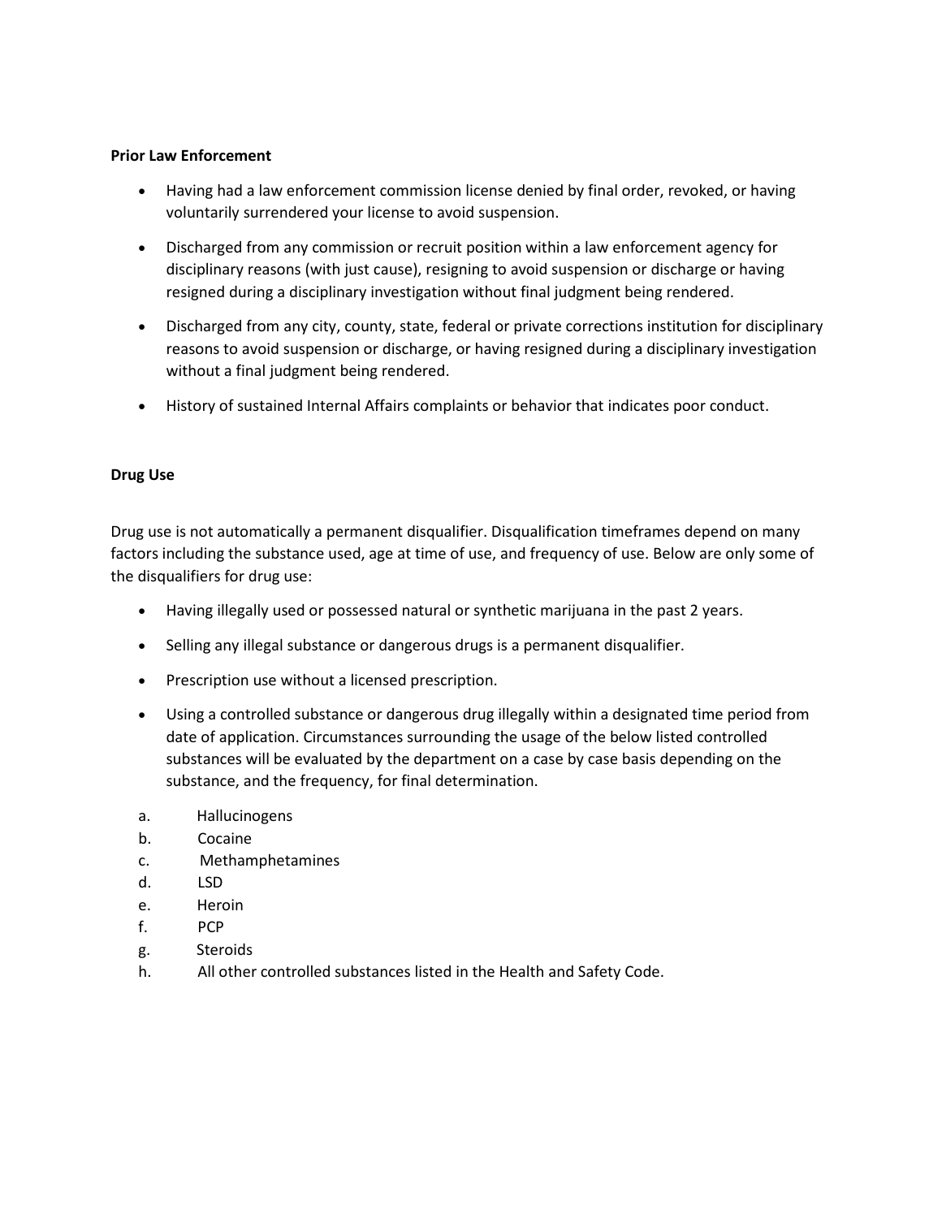**Prior Law Enforcement**

- Having had a law enforcement commission license denied by final order, revoked, or having voluntarily surrendered your license to avoid suspension.
- Discharged from any commission or recruit position within a law enforcement agency for disciplinary reasons (with just cause), resigning to avoid suspension or discharge or having resigned during a disciplinary investigation without final judgment being rendered.
- Discharged from any city, county, state, federal or private corrections institution for disciplinary reasons to avoid suspension or discharge, or having resigned during a disciplinary investigation without a final judgment being rendered.
- History of sustained Internal Affairs complaints or behavior that indicates poor conduct.

**Drug Use**

Drug use is not automatically a permanent disqualifier. Disqualification timeframes depend on many factors including the substance used, age at time of use, and frequency of use. Below are only some of the disqualifiers for drug use:

- Having illegally used or possessed natural or synthetic marijuana in the past 2 years.
- Selling any illegal substance or dangerous drugs is a permanent disqualifier.
- Prescription use without a licensed prescription.
- Using a controlled substance or dangerous drug illegally within a designated time period from date of application. Circumstances surrounding the usage of the below listed controlled substances will be evaluated by the department on a case by case basis depending on the substance, and the frequency, for final determination.

a. Hallucinogens
b. Cocaine
c. Methamphetamines
d. LSD
e. Heroin
f. PCP
g. Steroids
h. All other controlled substances listed in the Health and Safety Code.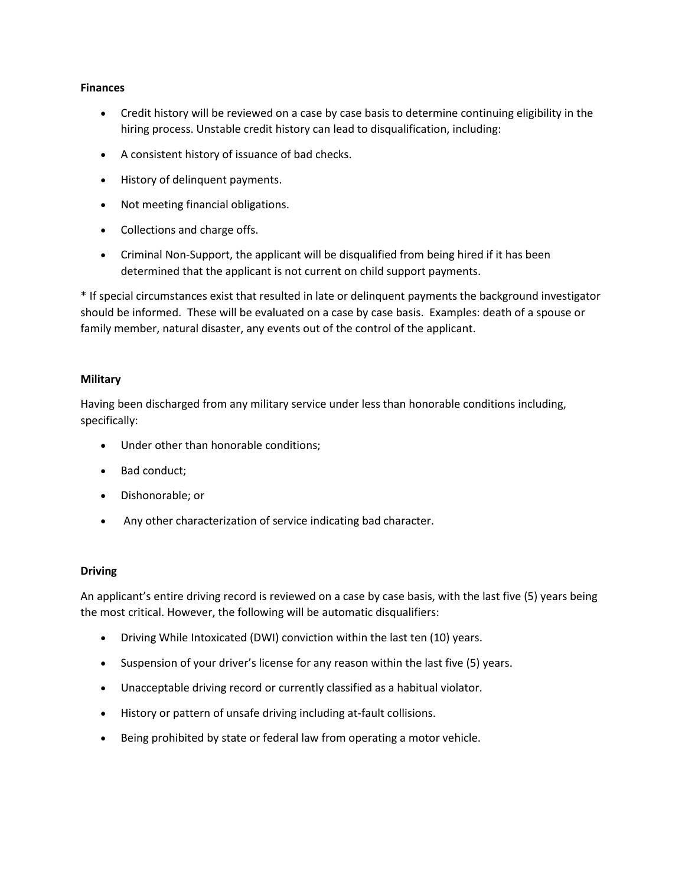**Finances**

- Credit history will be reviewed on a case by case basis to determine continuing eligibility in the hiring process. Unstable credit history can lead to disqualification, including:
- A consistent history of issuance of bad checks.
- History of delinquent payments.
- Not meeting financial obligations.
- Collections and charge offs.
- Criminal Non-Support, the applicant will be disqualified from being hired if it has been determined that the applicant is not current on child support payments.

* If special circumstances exist that resulted in late or delinquent payments the background investigator should be informed. These will be evaluated on a case by case basis. Examples: death of a spouse or family member, natural disaster, any events out of the control of the applicant.

**Military**

Having been discharged from any military service under less than honorable conditions including, specifically:

- Under other than honorable conditions;
- Bad conduct;
- Dishonorable; or
- Any other characterization of service indicating bad character.

**Driving**

An applicant's entire driving record is reviewed on a case by case basis, with the last five (5) years being the most critical. However, the following will be automatic disqualifiers:

- Driving While Intoxicated (DWI) conviction within the last ten (10) years.
- Suspension of your driver's license for any reason within the last five (5) years.
- Unacceptable driving record or currently classified as a habitual violator.
- History or pattern of unsafe driving including at-fault collisions.
- Being prohibited by state or federal law from operating a motor vehicle.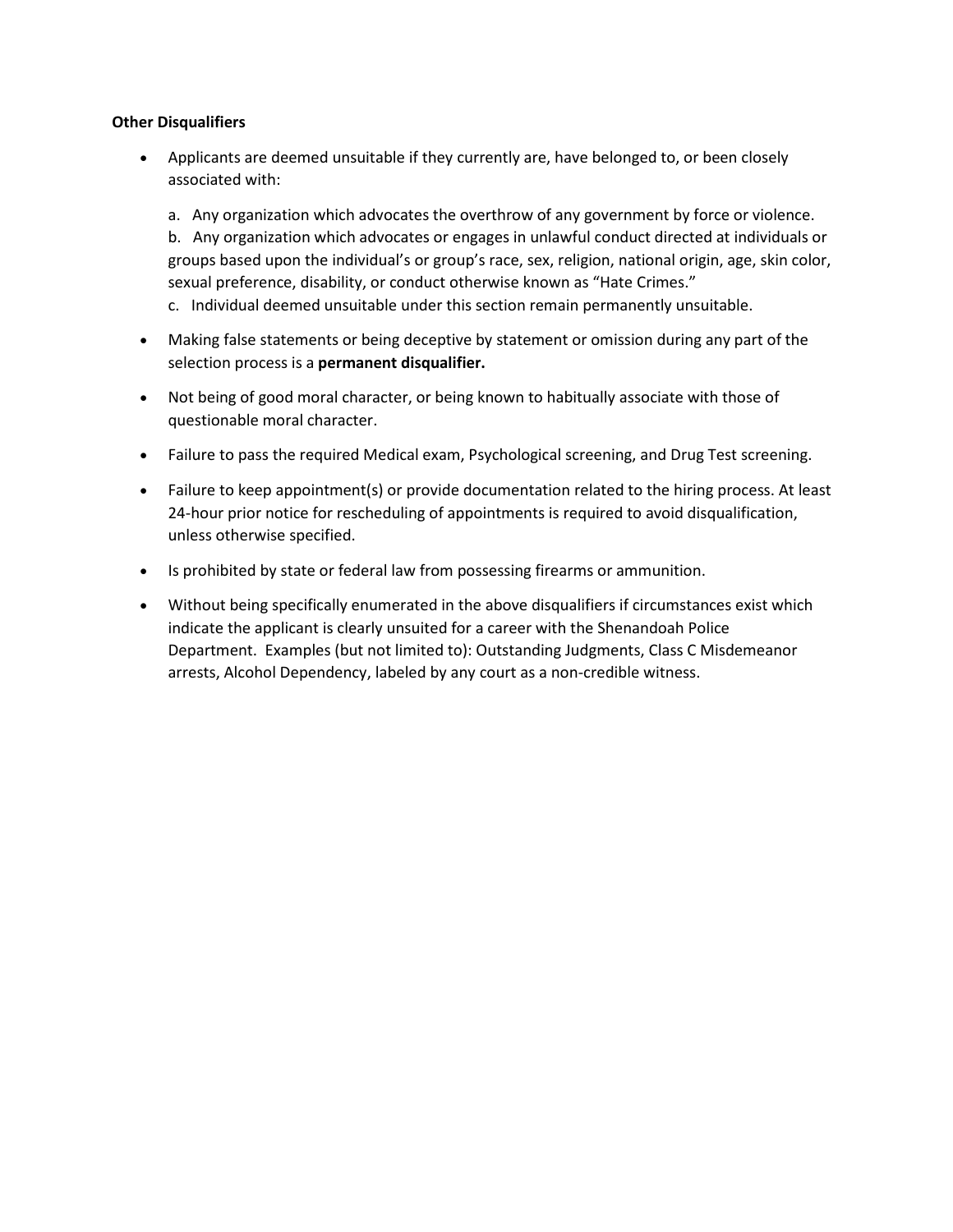**Other Disqualifiers**

- Applicants are deemed unsuitable if they currently are, have belonged to, or been closely associated with:

  a. Any organization which advocates the overthrow of any government by force or violence.
  b. Any organization which advocates or engages in unlawful conduct directed at individuals or groups based upon the individual's or group's race, sex, religion, national origin, age, skin color, sexual preference, disability, or conduct otherwise known as "Hate Crimes."
  c. Individual deemed unsuitable under this section remain permanently unsuitable.

- Making false statements or being deceptive by statement or omission during any part of the selection process is a **permanent disqualifier.**

- Not being of good moral character, or being known to habitually associate with those of questionable moral character.

- Failure to pass the required Medical exam, Psychological screening, and Drug Test screening.

- Failure to keep appointment(s) or provide documentation related to the hiring process. At least 24-hour prior notice for rescheduling of appointments is required to avoid disqualification, unless otherwise specified.

- Is prohibited by state or federal law from possessing firearms or ammunition.

- Without being specifically enumerated in the above disqualifiers if circumstances exist which indicate the applicant is clearly unsuited for a career with the Shenandoah Police Department. Examples (but not limited to): Outstanding Judgments, Class C Misdemeanor arrests, Alcohol Dependency, labeled by any court as a non-credible witness.